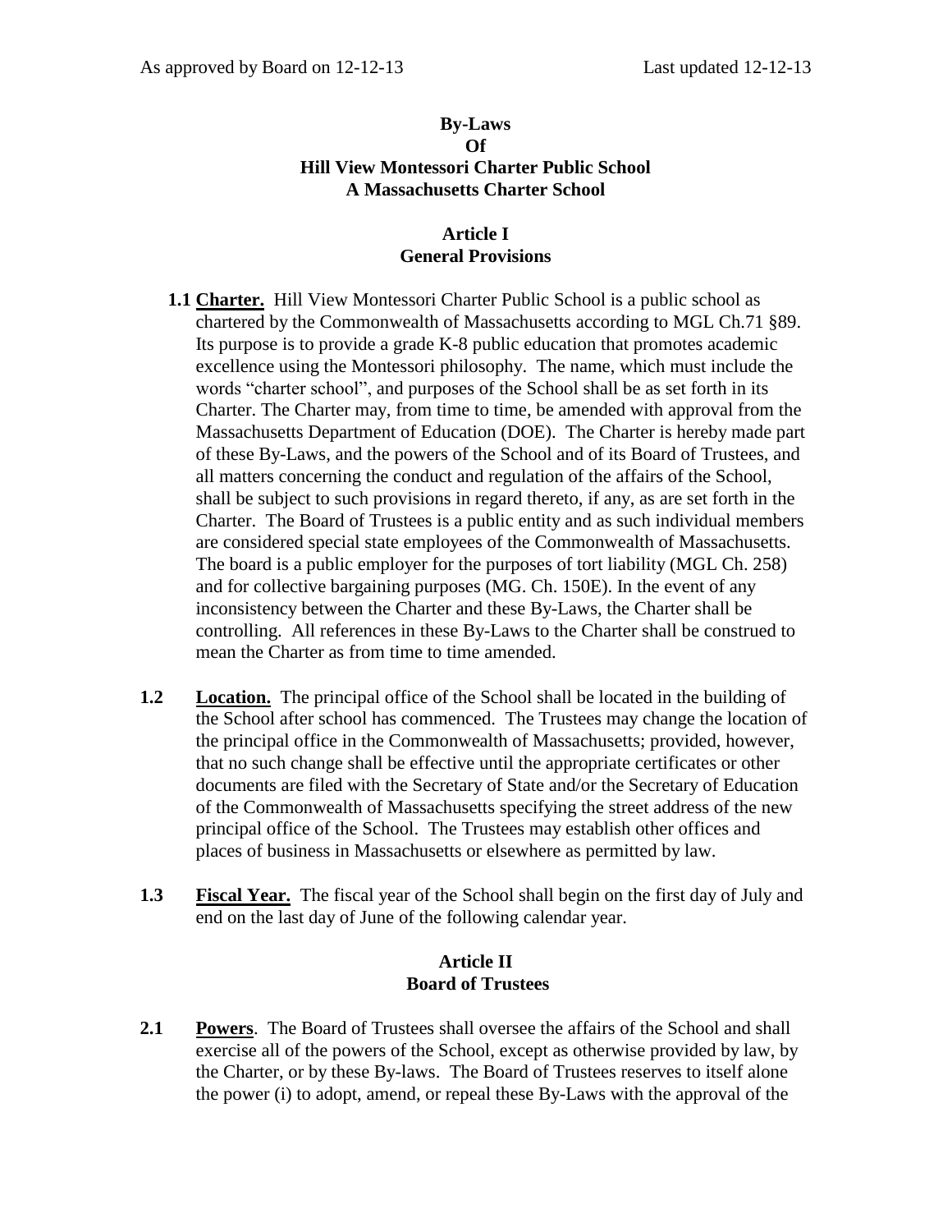As approved by Board on 12-12-13 Last updated 12-12-13

# By-Laws
# Of
# Hill View Montessori Charter Public School
# A Massachusetts Charter School

## Article I
## General Provisions

**1.1 Charter.** Hill View Montessori Charter Public School is a public school as chartered by the Commonwealth of Massachusetts according to MGL Ch.71 §89. Its purpose is to provide a grade K-8 public education that promotes academic excellence using the Montessori philosophy. The name, which must include the words "charter school", and purposes of the School shall be as set forth in its Charter. The Charter may, from time to time, be amended with approval from the Massachusetts Department of Education (DOE). The Charter is hereby made part of these By-Laws, and the powers of the School and of its Board of Trustees, and all matters concerning the conduct and regulation of the affairs of the School, shall be subject to such provisions in regard thereto, if any, as are set forth in the Charter. The Board of Trustees is a public entity and as such individual members are considered special state employees of the Commonwealth of Massachusetts. The board is a public employer for the purposes of tort liability (MGL Ch. 258) and for collective bargaining purposes (MG. Ch. 150E). In the event of any inconsistency between the Charter and these By-Laws, the Charter shall be controlling. All references in these By-Laws to the Charter shall be construed to mean the Charter as from time to time amended.

**1.2 Location.** The principal office of the School shall be located in the building of the School after school has commenced. The Trustees may change the location of the principal office in the Commonwealth of Massachusetts; provided, however, that no such change shall be effective until the appropriate certificates or other documents are filed with the Secretary of State and/or the Secretary of Education of the Commonwealth of Massachusetts specifying the street address of the new principal office of the School. The Trustees may establish other offices and places of business in Massachusetts or elsewhere as permitted by law.

**1.3 Fiscal Year.** The fiscal year of the School shall begin on the first day of July and end on the last day of June of the following calendar year.

## Article II
## Board of Trustees

**2.1 Powers**. The Board of Trustees shall oversee the affairs of the School and shall exercise all of the powers of the School, except as otherwise provided by law, by the Charter, or by these By-laws. The Board of Trustees reserves to itself alone the power (i) to adopt, amend, or repeal these By-Laws with the approval of the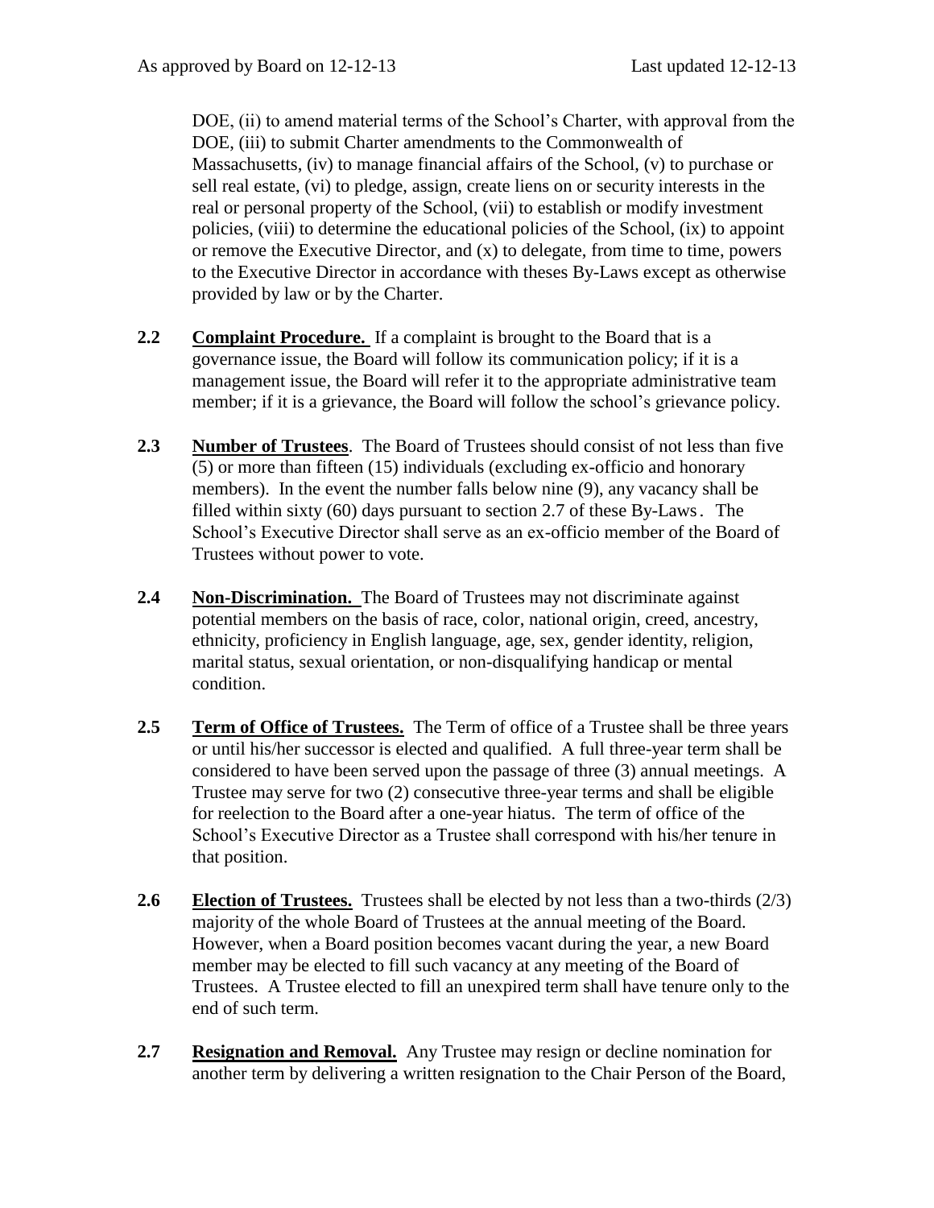DOE, (ii) to amend material terms of the School's Charter, with approval from the DOE, (iii) to submit Charter amendments to the Commonwealth of Massachusetts, (iv) to manage financial affairs of the School, (v) to purchase or sell real estate, (vi) to pledge, assign, create liens on or security interests in the real or personal property of the School, (vii) to establish or modify investment policies, (viii) to determine the educational policies of the School, (ix) to appoint or remove the Executive Director, and (x) to delegate, from time to time, powers to the Executive Director in accordance with theses By-Laws except as otherwise provided by law or by the Charter.

**2.2** **<u>Complaint Procedure.</u>** If a complaint is brought to the Board that is a governance issue, the Board will follow its communication policy; if it is a management issue, the Board will refer it to the appropriate administrative team member; if it is a grievance, the Board will follow the school's grievance policy.

**2.3** **<u>Number of Trustees</u>**. The Board of Trustees should consist of not less than five (5) or more than fifteen (15) individuals (excluding ex-officio and honorary members). In the event the number falls below nine (9), any vacancy shall be filled within sixty (60) days pursuant to section 2.7 of these By-Laws. The School's Executive Director shall serve as an ex-officio member of the Board of Trustees without power to vote.

**2.4** **<u>Non-Discrimination.</u>** The Board of Trustees may not discriminate against potential members on the basis of race, color, national origin, creed, ancestry, ethnicity, proficiency in English language, age, sex, gender identity, religion, marital status, sexual orientation, or non-disqualifying handicap or mental condition.

**2.5** **<u>Term of Office of Trustees.</u>** The Term of office of a Trustee shall be three years or until his/her successor is elected and qualified. A full three-year term shall be considered to have been served upon the passage of three (3) annual meetings. A Trustee may serve for two (2) consecutive three-year terms and shall be eligible for reelection to the Board after a one-year hiatus. The term of office of the School's Executive Director as a Trustee shall correspond with his/her tenure in that position.

**2.6** **<u>Election of Trustees.</u>** Trustees shall be elected by not less than a two-thirds (2/3) majority of the whole Board of Trustees at the annual meeting of the Board. However, when a Board position becomes vacant during the year, a new Board member may be elected to fill such vacancy at any meeting of the Board of Trustees. A Trustee elected to fill an unexpired term shall have tenure only to the end of such term.

**2.7** **<u>Resignation and Removal.</u>** Any Trustee may resign or decline nomination for another term by delivering a written resignation to the Chair Person of the Board,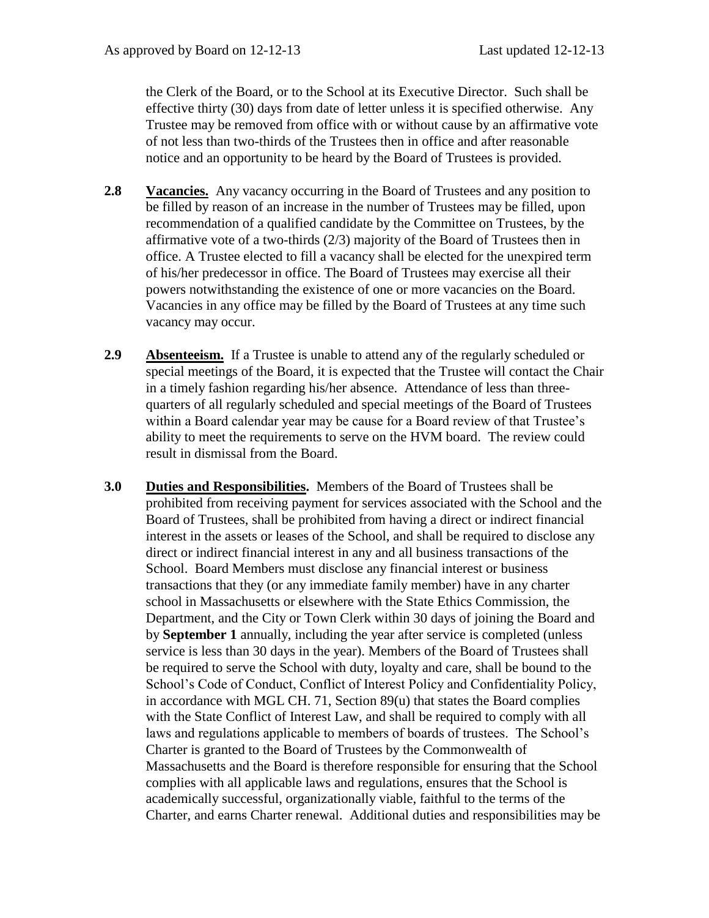the Clerk of the Board, or to the School at its Executive Director. Such shall be effective thirty (30) days from date of letter unless it is specified otherwise. Any Trustee may be removed from office with or without cause by an affirmative vote of not less than two-thirds of the Trustees then in office and after reasonable notice and an opportunity to be heard by the Board of Trustees is provided.

**2.8 Vacancies.** Any vacancy occurring in the Board of Trustees and any position to be filled by reason of an increase in the number of Trustees may be filled, upon recommendation of a qualified candidate by the Committee on Trustees, by the affirmative vote of a two-thirds (2/3) majority of the Board of Trustees then in office. A Trustee elected to fill a vacancy shall be elected for the unexpired term of his/her predecessor in office. The Board of Trustees may exercise all their powers notwithstanding the existence of one or more vacancies on the Board. Vacancies in any office may be filled by the Board of Trustees at any time such vacancy may occur.

**2.9 Absenteeism.** If a Trustee is unable to attend any of the regularly scheduled or special meetings of the Board, it is expected that the Trustee will contact the Chair in a timely fashion regarding his/her absence. Attendance of less than three-quarters of all regularly scheduled and special meetings of the Board of Trustees within a Board calendar year may be cause for a Board review of that Trustee's ability to meet the requirements to serve on the HVM board. The review could result in dismissal from the Board.

**3.0 Duties and Responsibilities.** Members of the Board of Trustees shall be prohibited from receiving payment for services associated with the School and the Board of Trustees, shall be prohibited from having a direct or indirect financial interest in the assets or leases of the School, and shall be required to disclose any direct or indirect financial interest in any and all business transactions of the School. Board Members must disclose any financial interest or business transactions that they (or any immediate family member) have in any charter school in Massachusetts or elsewhere with the State Ethics Commission, the Department, and the City or Town Clerk within 30 days of joining the Board and by **September 1** annually, including the year after service is completed (unless service is less than 30 days in the year). Members of the Board of Trustees shall be required to serve the School with duty, loyalty and care, shall be bound to the School's Code of Conduct, Conflict of Interest Policy and Confidentiality Policy, in accordance with MGL CH. 71, Section 89(u) that states the Board complies with the State Conflict of Interest Law, and shall be required to comply with all laws and regulations applicable to members of boards of trustees. The School's Charter is granted to the Board of Trustees by the Commonwealth of Massachusetts and the Board is therefore responsible for ensuring that the School complies with all applicable laws and regulations, ensures that the School is academically successful, organizationally viable, faithful to the terms of the Charter, and earns Charter renewal. Additional duties and responsibilities may be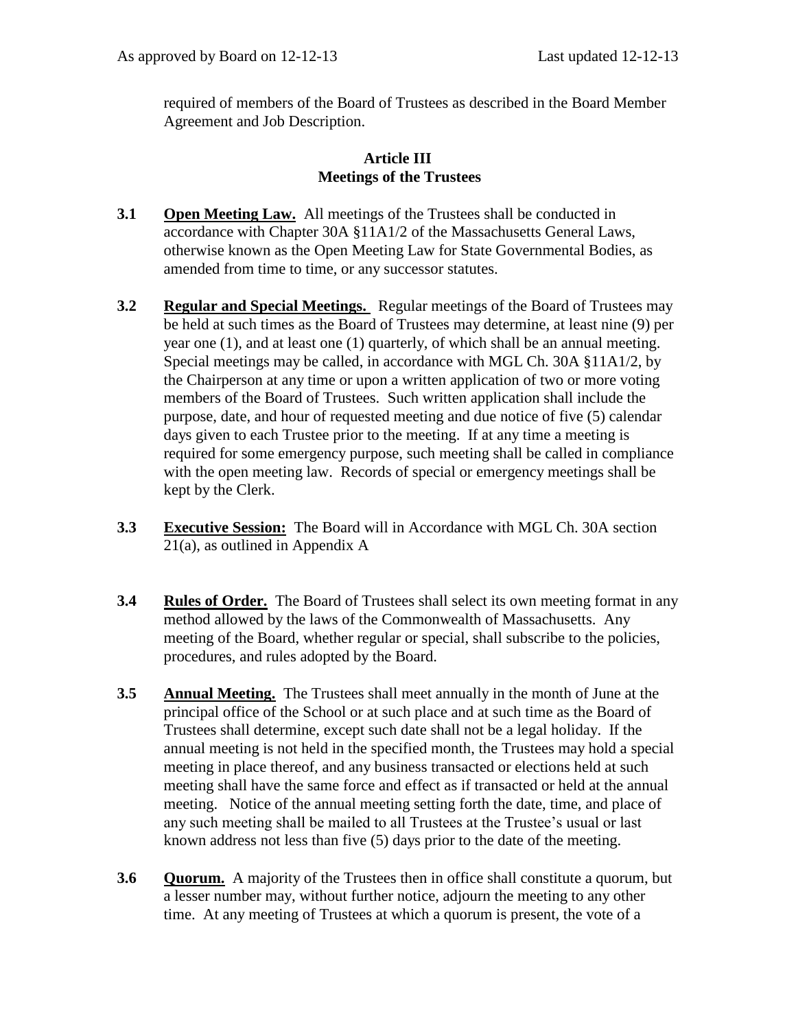required of members of the Board of Trustees as described in the Board Member Agreement and Job Description.

## Article III
## Meetings of the Trustees

**3.1** **Open Meeting Law.** All meetings of the Trustees shall be conducted in accordance with Chapter 30A §11A1/2 of the Massachusetts General Laws, otherwise known as the Open Meeting Law for State Governmental Bodies, as amended from time to time, or any successor statutes.

**3.2** **Regular and Special Meetings.** Regular meetings of the Board of Trustees may be held at such times as the Board of Trustees may determine, at least nine (9) per year one (1), and at least one (1) quarterly, of which shall be an annual meeting. Special meetings may be called, in accordance with MGL Ch. 30A §11A1/2, by the Chairperson at any time or upon a written application of two or more voting members of the Board of Trustees. Such written application shall include the purpose, date, and hour of requested meeting and due notice of five (5) calendar days given to each Trustee prior to the meeting. If at any time a meeting is required for some emergency purpose, such meeting shall be called in compliance with the open meeting law. Records of special or emergency meetings shall be kept by the Clerk.

**3.3** **Executive Session:** The Board will in Accordance with MGL Ch. 30A section 21(a), as outlined in Appendix A

**3.4** **Rules of Order.** The Board of Trustees shall select its own meeting format in any method allowed by the laws of the Commonwealth of Massachusetts. Any meeting of the Board, whether regular or special, shall subscribe to the policies, procedures, and rules adopted by the Board.

**3.5** **Annual Meeting.** The Trustees shall meet annually in the month of June at the principal office of the School or at such place and at such time as the Board of Trustees shall determine, except such date shall not be a legal holiday. If the annual meeting is not held in the specified month, the Trustees may hold a special meeting in place thereof, and any business transacted or elections held at such meeting shall have the same force and effect as if transacted or held at the annual meeting. Notice of the annual meeting setting forth the date, time, and place of any such meeting shall be mailed to all Trustees at the Trustee's usual or last known address not less than five (5) days prior to the date of the meeting.

**3.6** **Quorum.** A majority of the Trustees then in office shall constitute a quorum, but a lesser number may, without further notice, adjourn the meeting to any other time. At any meeting of Trustees at which a quorum is present, the vote of a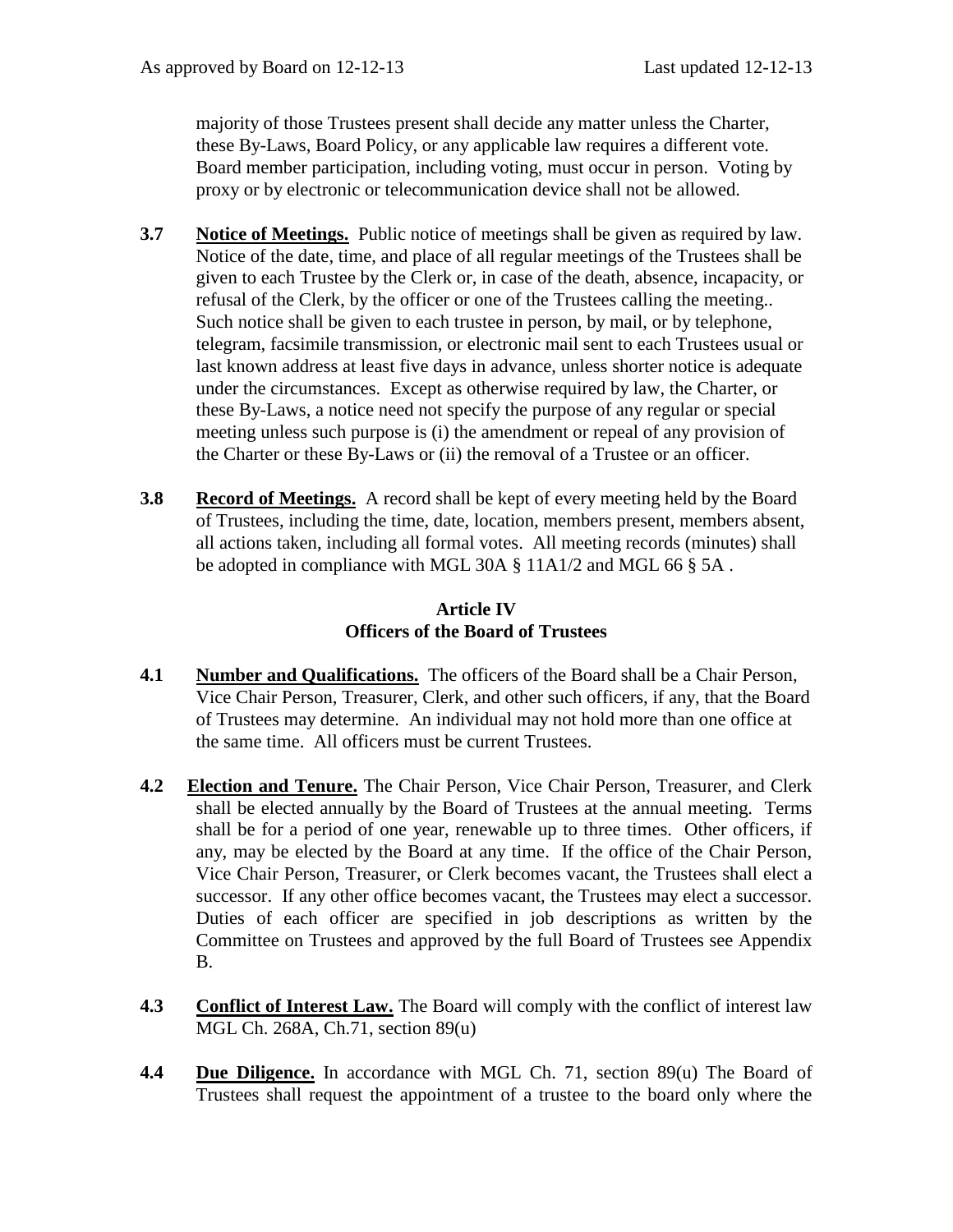majority of those Trustees present shall decide any matter unless the Charter, these By-Laws, Board Policy, or any applicable law requires a different vote. Board member participation, including voting, must occur in person. Voting by proxy or by electronic or telecommunication device shall not be allowed.

**3.7 Notice of Meetings.** Public notice of meetings shall be given as required by law. Notice of the date, time, and place of all regular meetings of the Trustees shall be given to each Trustee by the Clerk or, in case of the death, absence, incapacity, or refusal of the Clerk, by the officer or one of the Trustees calling the meeting.. Such notice shall be given to each trustee in person, by mail, or by telephone, telegram, facsimile transmission, or electronic mail sent to each Trustees usual or last known address at least five days in advance, unless shorter notice is adequate under the circumstances. Except as otherwise required by law, the Charter, or these By-Laws, a notice need not specify the purpose of any regular or special meeting unless such purpose is (i) the amendment or repeal of any provision of the Charter or these By-Laws or (ii) the removal of a Trustee or an officer.

**3.8 Record of Meetings.** A record shall be kept of every meeting held by the Board of Trustees, including the time, date, location, members present, members absent, all actions taken, including all formal votes. All meeting records (minutes) shall be adopted in compliance with MGL 30A § 11A1/2 and MGL 66 § 5A .

## Article IV
## Officers of the Board of Trustees

**4.1 Number and Qualifications.** The officers of the Board shall be a Chair Person, Vice Chair Person, Treasurer, Clerk, and other such officers, if any, that the Board of Trustees may determine. An individual may not hold more than one office at the same time. All officers must be current Trustees.

**4.2 Election and Tenure.** The Chair Person, Vice Chair Person, Treasurer, and Clerk shall be elected annually by the Board of Trustees at the annual meeting. Terms shall be for a period of one year, renewable up to three times. Other officers, if any, may be elected by the Board at any time. If the office of the Chair Person, Vice Chair Person, Treasurer, or Clerk becomes vacant, the Trustees shall elect a successor. If any other office becomes vacant, the Trustees may elect a successor. Duties of each officer are specified in job descriptions as written by the Committee on Trustees and approved by the full Board of Trustees see Appendix B.

**4.3 Conflict of Interest Law.** The Board will comply with the conflict of interest law MGL Ch. 268A, Ch.71, section 89(u)

**4.4 Due Diligence.** In accordance with MGL Ch. 71, section 89(u) The Board of Trustees shall request the appointment of a trustee to the board only where the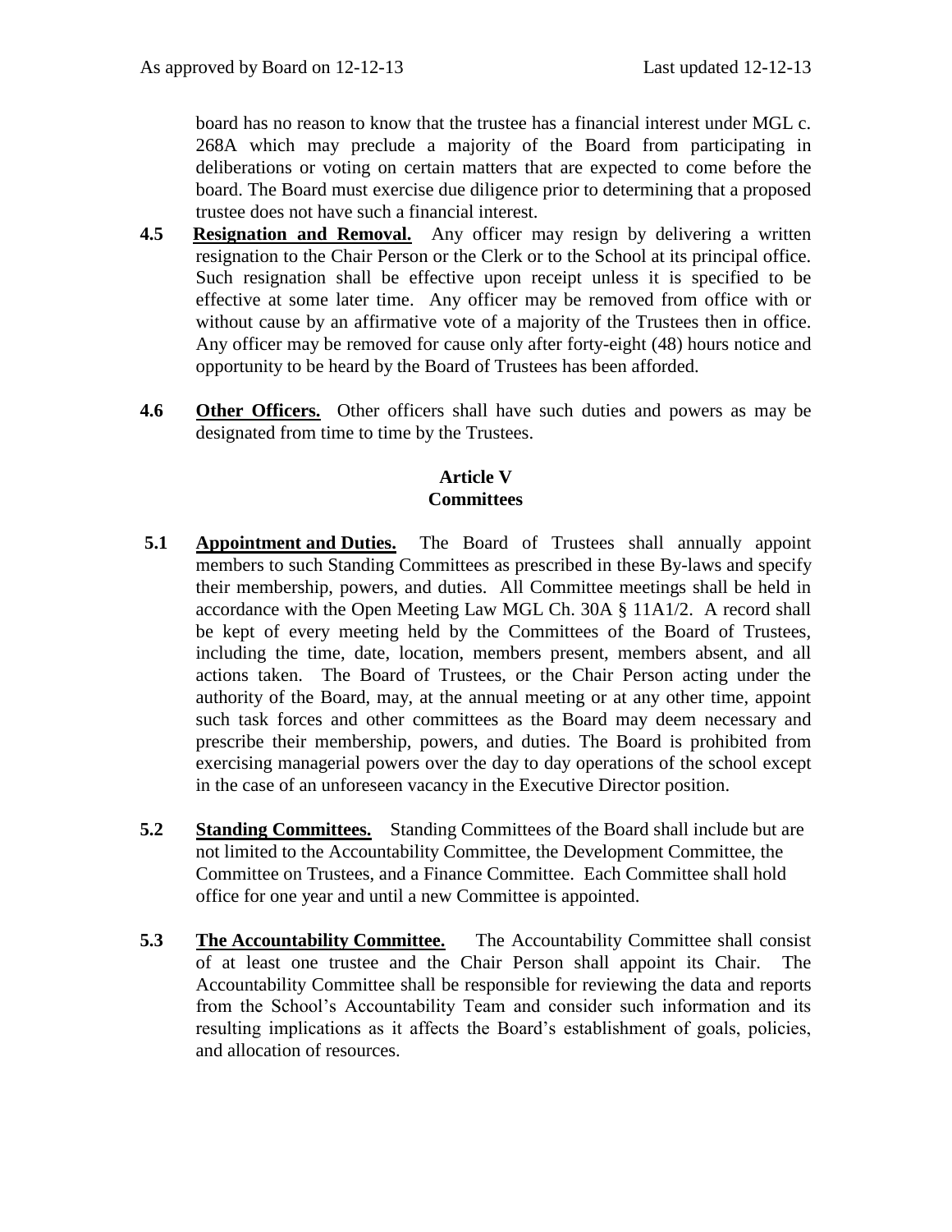board has no reason to know that the trustee has a financial interest under MGL c. 268A which may preclude a majority of the Board from participating in deliberations or voting on certain matters that are expected to come before the board. The Board must exercise due diligence prior to determining that a proposed trustee does not have such a financial interest.

**4.5** **Resignation and Removal.** Any officer may resign by delivering a written resignation to the Chair Person or the Clerk or to the School at its principal office. Such resignation shall be effective upon receipt unless it is specified to be effective at some later time. Any officer may be removed from office with or without cause by an affirmative vote of a majority of the Trustees then in office. Any officer may be removed for cause only after forty-eight (48) hours notice and opportunity to be heard by the Board of Trustees has been afforded.

**4.6** **Other Officers.** Other officers shall have such duties and powers as may be designated from time to time by the Trustees.

## Article V
## Committees

**5.1** **Appointment and Duties.** The Board of Trustees shall annually appoint members to such Standing Committees as prescribed in these By-laws and specify their membership, powers, and duties. All Committee meetings shall be held in accordance with the Open Meeting Law MGL Ch. 30A § 11A1/2. A record shall be kept of every meeting held by the Committees of the Board of Trustees, including the time, date, location, members present, members absent, and all actions taken. The Board of Trustees, or the Chair Person acting under the authority of the Board, may, at the annual meeting or at any other time, appoint such task forces and other committees as the Board may deem necessary and prescribe their membership, powers, and duties. The Board is prohibited from exercising managerial powers over the day to day operations of the school except in the case of an unforeseen vacancy in the Executive Director position.

**5.2** **Standing Committees.** Standing Committees of the Board shall include but are not limited to the Accountability Committee, the Development Committee, the Committee on Trustees, and a Finance Committee. Each Committee shall hold office for one year and until a new Committee is appointed.

**5.3** **The Accountability Committee.** The Accountability Committee shall consist of at least one trustee and the Chair Person shall appoint its Chair. The Accountability Committee shall be responsible for reviewing the data and reports from the School's Accountability Team and consider such information and its resulting implications as it affects the Board's establishment of goals, policies, and allocation of resources.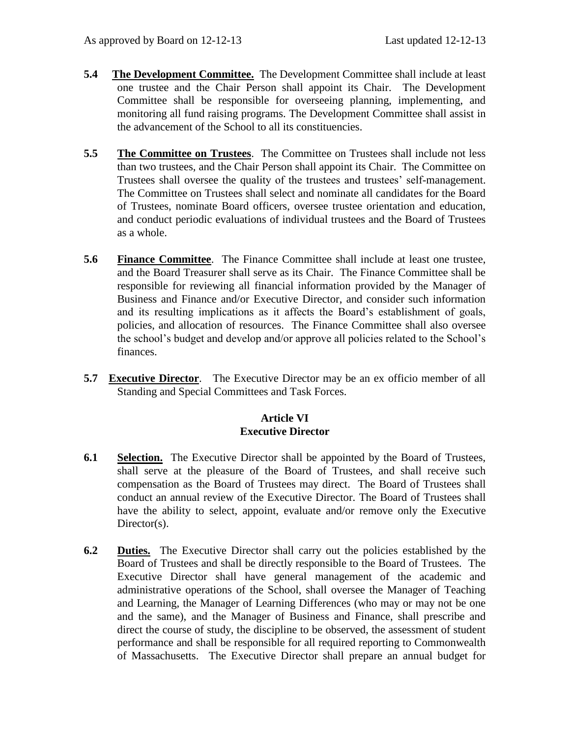**5.4 The Development Committee.** The Development Committee shall include at least one trustee and the Chair Person shall appoint its Chair. The Development Committee shall be responsible for overseeing planning, implementing, and monitoring all fund raising programs. The Development Committee shall assist in the advancement of the School to all its constituencies.

**5.5 The Committee on Trustees**. The Committee on Trustees shall include not less than two trustees, and the Chair Person shall appoint its Chair. The Committee on Trustees shall oversee the quality of the trustees and trustees' self-management. The Committee on Trustees shall select and nominate all candidates for the Board of Trustees, nominate Board officers, oversee trustee orientation and education, and conduct periodic evaluations of individual trustees and the Board of Trustees as a whole.

**5.6 Finance Committee**. The Finance Committee shall include at least one trustee, and the Board Treasurer shall serve as its Chair. The Finance Committee shall be responsible for reviewing all financial information provided by the Manager of Business and Finance and/or Executive Director, and consider such information and its resulting implications as it affects the Board's establishment of goals, policies, and allocation of resources. The Finance Committee shall also oversee the school's budget and develop and/or approve all policies related to the School's finances.

**5.7 Executive Director**. The Executive Director may be an ex officio member of all Standing and Special Committees and Task Forces.

## Article VI
## Executive Director

**6.1 Selection.** The Executive Director shall be appointed by the Board of Trustees, shall serve at the pleasure of the Board of Trustees, and shall receive such compensation as the Board of Trustees may direct. The Board of Trustees shall conduct an annual review of the Executive Director. The Board of Trustees shall have the ability to select, appoint, evaluate and/or remove only the Executive Director(s).

**6.2 Duties.** The Executive Director shall carry out the policies established by the Board of Trustees and shall be directly responsible to the Board of Trustees. The Executive Director shall have general management of the academic and administrative operations of the School, shall oversee the Manager of Teaching and Learning, the Manager of Learning Differences (who may or may not be one and the same), and the Manager of Business and Finance, shall prescribe and direct the course of study, the discipline to be observed, the assessment of student performance and shall be responsible for all required reporting to Commonwealth of Massachusetts. The Executive Director shall prepare an annual budget for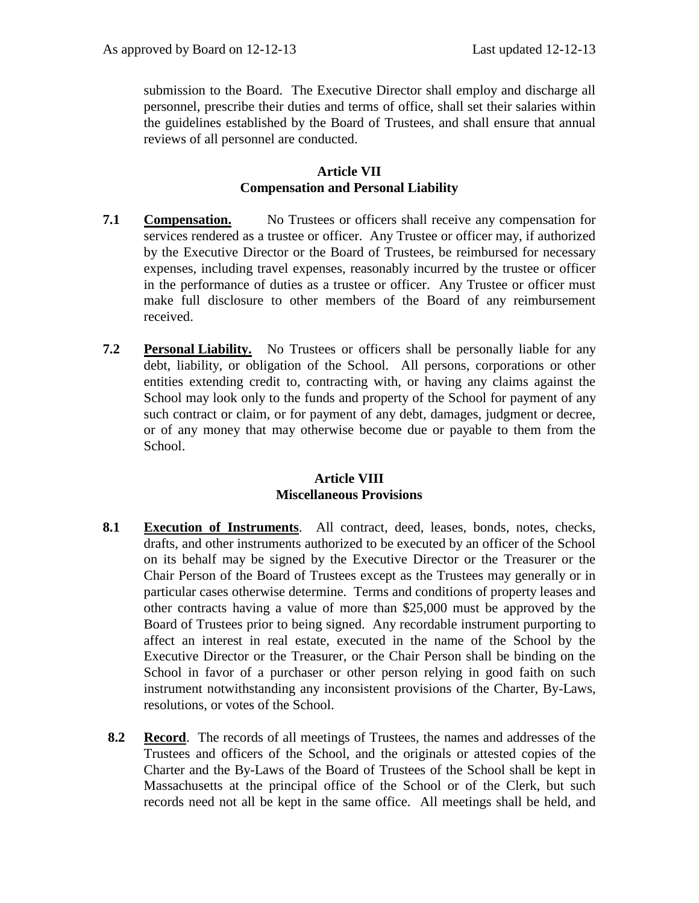submission to the Board. The Executive Director shall employ and discharge all personnel, prescribe their duties and terms of office, shall set their salaries within the guidelines established by the Board of Trustees, and shall ensure that annual reviews of all personnel are conducted.

## Article VII
## Compensation and Personal Liability

**7.1** **Compensation.** No Trustees or officers shall receive any compensation for services rendered as a trustee or officer. Any Trustee or officer may, if authorized by the Executive Director or the Board of Trustees, be reimbursed for necessary expenses, including travel expenses, reasonably incurred by the trustee or officer in the performance of duties as a trustee or officer. Any Trustee or officer must make full disclosure to other members of the Board of any reimbursement received.

**7.2** **Personal Liability.** No Trustees or officers shall be personally liable for any debt, liability, or obligation of the School. All persons, corporations or other entities extending credit to, contracting with, or having any claims against the School may look only to the funds and property of the School for payment of any such contract or claim, or for payment of any debt, damages, judgment or decree, or of any money that may otherwise become due or payable to them from the School.

## Article VIII
## Miscellaneous Provisions

**8.1** **Execution of Instruments**. All contract, deed, leases, bonds, notes, checks, drafts, and other instruments authorized to be executed by an officer of the School on its behalf may be signed by the Executive Director or the Treasurer or the Chair Person of the Board of Trustees except as the Trustees may generally or in particular cases otherwise determine. Terms and conditions of property leases and other contracts having a value of more than $25,000 must be approved by the Board of Trustees prior to being signed. Any recordable instrument purporting to affect an interest in real estate, executed in the name of the School by the Executive Director or the Treasurer, or the Chair Person shall be binding on the School in favor of a purchaser or other person relying in good faith on such instrument notwithstanding any inconsistent provisions of the Charter, By-Laws, resolutions, or votes of the School.

**8.2** **Record**. The records of all meetings of Trustees, the names and addresses of the Trustees and officers of the School, and the originals or attested copies of the Charter and the By-Laws of the Board of Trustees of the School shall be kept in Massachusetts at the principal office of the School or of the Clerk, but such records need not all be kept in the same office. All meetings shall be held, and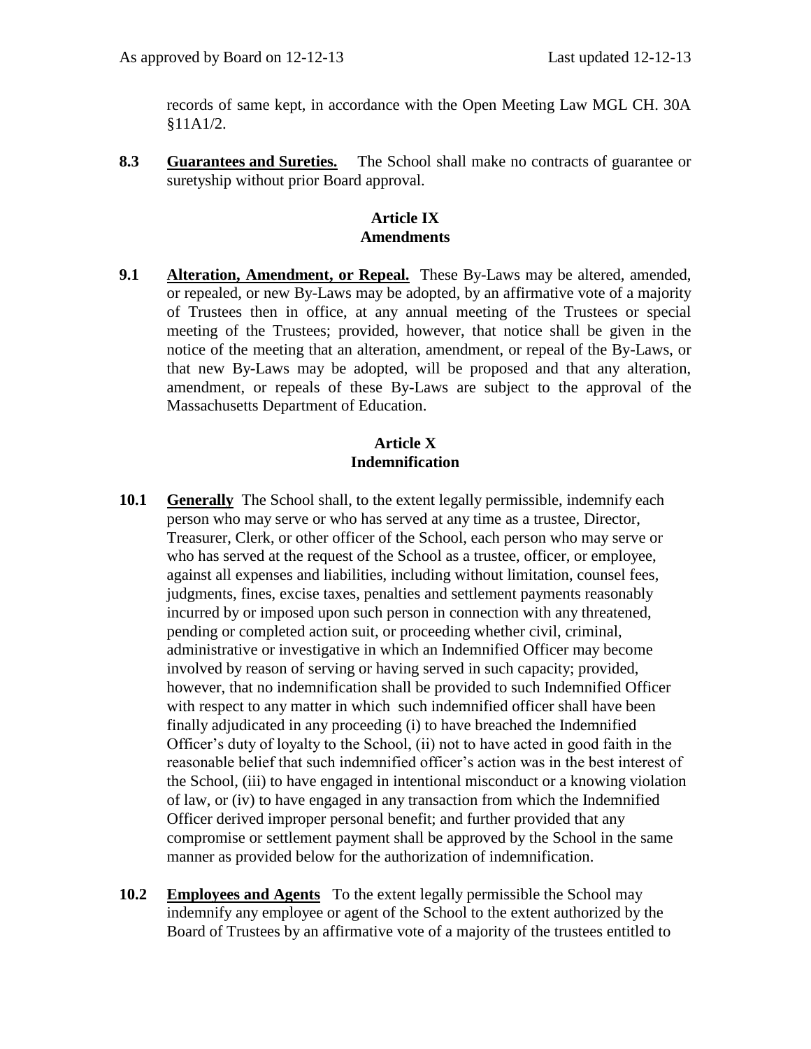records of same kept, in accordance with the Open Meeting Law MGL CH. 30A §11A1/2.

**8.3** **Guarantees and Sureties.** The School shall make no contracts of guarantee or suretyship without prior Board approval.

## Article IX
## Amendments

**9.1** **Alteration, Amendment, or Repeal.** These By-Laws may be altered, amended, or repealed, or new By-Laws may be adopted, by an affirmative vote of a majority of Trustees then in office, at any annual meeting of the Trustees or special meeting of the Trustees; provided, however, that notice shall be given in the notice of the meeting that an alteration, amendment, or repeal of the By-Laws, or that new By-Laws may be adopted, will be proposed and that any alteration, amendment, or repeals of these By-Laws are subject to the approval of the Massachusetts Department of Education.

## Article X
## Indemnification

**10.1** **Generally** The School shall, to the extent legally permissible, indemnify each person who may serve or who has served at any time as a trustee, Director, Treasurer, Clerk, or other officer of the School, each person who may serve or who has served at the request of the School as a trustee, officer, or employee, against all expenses and liabilities, including without limitation, counsel fees, judgments, fines, excise taxes, penalties and settlement payments reasonably incurred by or imposed upon such person in connection with any threatened, pending or completed action suit, or proceeding whether civil, criminal, administrative or investigative in which an Indemnified Officer may become involved by reason of serving or having served in such capacity; provided, however, that no indemnification shall be provided to such Indemnified Officer with respect to any matter in which such indemnified officer shall have been finally adjudicated in any proceeding (i) to have breached the Indemnified Officer's duty of loyalty to the School, (ii) not to have acted in good faith in the reasonable belief that such indemnified officer's action was in the best interest of the School, (iii) to have engaged in intentional misconduct or a knowing violation of law, or (iv) to have engaged in any transaction from which the Indemnified Officer derived improper personal benefit; and further provided that any compromise or settlement payment shall be approved by the School in the same manner as provided below for the authorization of indemnification.

**10.2** **Employees and Agents** To the extent legally permissible the School may indemnify any employee or agent of the School to the extent authorized by the Board of Trustees by an affirmative vote of a majority of the trustees entitled to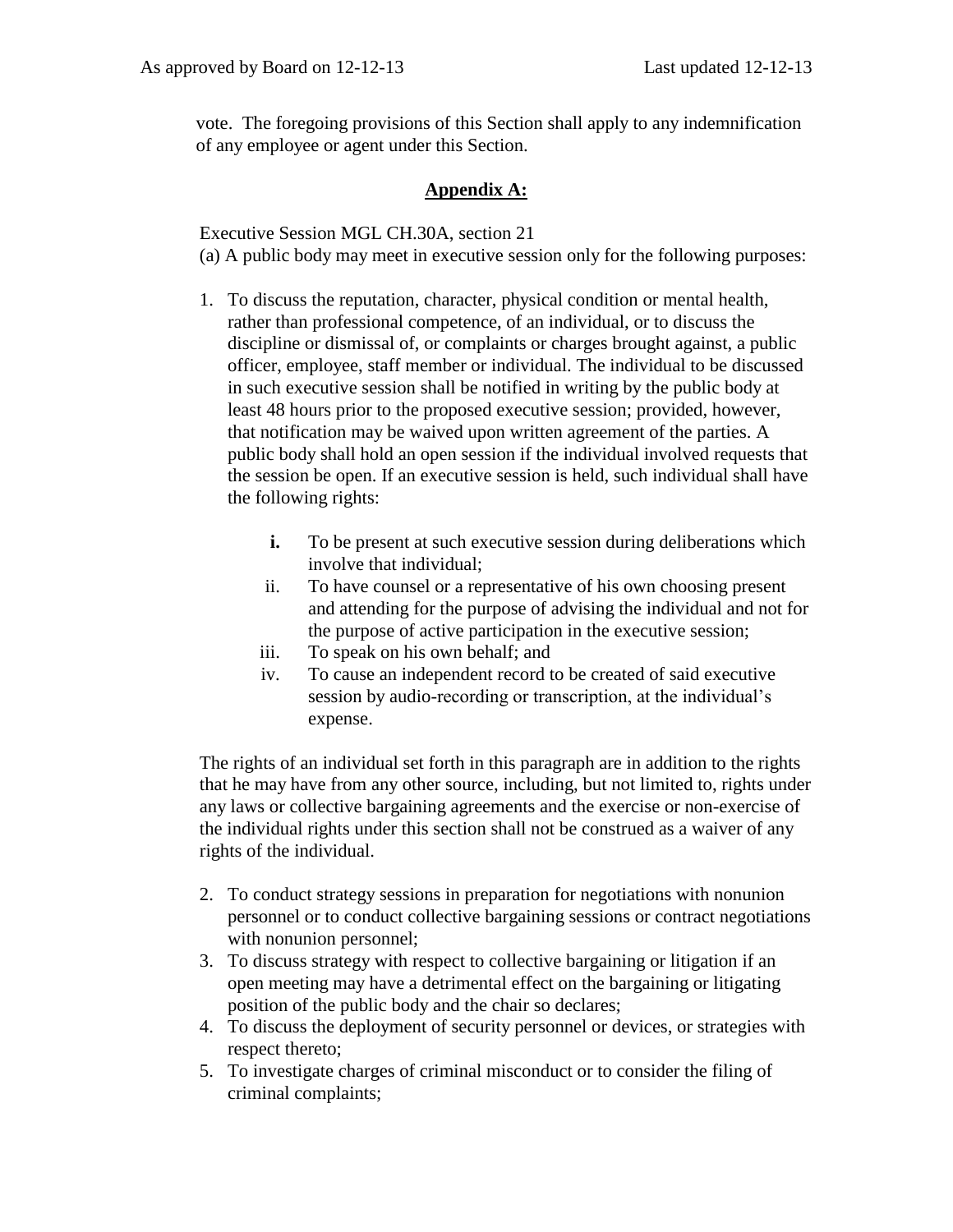vote. The foregoing provisions of this Section shall apply to any indemnification of any employee or agent under this Section.

## Appendix A:

Executive Session MGL CH.30A, section 21
(a) A public body may meet in executive session only for the following purposes:

1. To discuss the reputation, character, physical condition or mental health, rather than professional competence, of an individual, or to discuss the discipline or dismissal of, or complaints or charges brought against, a public officer, employee, staff member or individual. The individual to be discussed in such executive session shall be notified in writing by the public body at least 48 hours prior to the proposed executive session; provided, however, that notification may be waived upon written agreement of the parties. A public body shall hold an open session if the individual involved requests that the session be open. If an executive session is held, such individual shall have the following rights:

   i. To be present at such executive session during deliberations which involve that individual;
   ii. To have counsel or a representative of his own choosing present and attending for the purpose of advising the individual and not for the purpose of active participation in the executive session;
   iii. To speak on his own behalf; and
   iv. To cause an independent record to be created of said executive session by audio-recording or transcription, at the individual's expense.

The rights of an individual set forth in this paragraph are in addition to the rights that he may have from any other source, including, but not limited to, rights under any laws or collective bargaining agreements and the exercise or non-exercise of the individual rights under this section shall not be construed as a waiver of any rights of the individual.

2. To conduct strategy sessions in preparation for negotiations with nonunion personnel or to conduct collective bargaining sessions or contract negotiations with nonunion personnel;
3. To discuss strategy with respect to collective bargaining or litigation if an open meeting may have a detrimental effect on the bargaining or litigating position of the public body and the chair so declares;
4. To discuss the deployment of security personnel or devices, or strategies with respect thereto;
5. To investigate charges of criminal misconduct or to consider the filing of criminal complaints;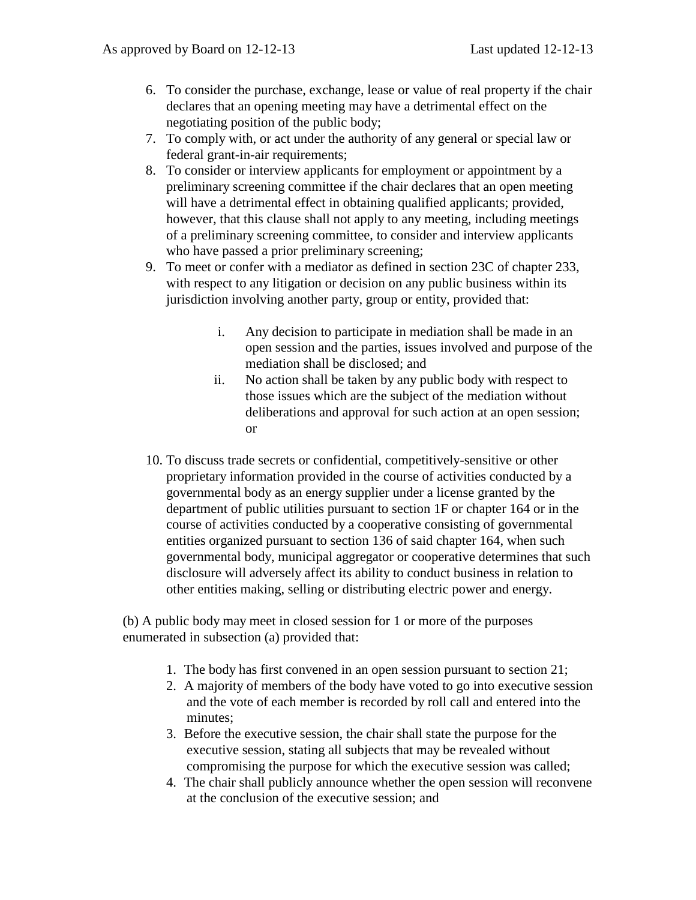6. To consider the purchase, exchange, lease or value of real property if the chair declares that an opening meeting may have a detrimental effect on the negotiating position of the public body;
7. To comply with, or act under the authority of any general or special law or federal grant-in-air requirements;
8. To consider or interview applicants for employment or appointment by a preliminary screening committee if the chair declares that an open meeting will have a detrimental effect in obtaining qualified applicants; provided, however, that this clause shall not apply to any meeting, including meetings of a preliminary screening committee, to consider and interview applicants who have passed a prior preliminary screening;
9. To meet or confer with a mediator as defined in section 23C of chapter 233, with respect to any litigation or decision on any public business within its jurisdiction involving another party, group or entity, provided that:

   i. Any decision to participate in mediation shall be made in an open session and the parties, issues involved and purpose of the mediation shall be disclosed; and
   ii. No action shall be taken by any public body with respect to those issues which are the subject of the mediation without deliberations and approval for such action at an open session; or

10. To discuss trade secrets or confidential, competitively-sensitive or other proprietary information provided in the course of activities conducted by a governmental body as an energy supplier under a license granted by the department of public utilities pursuant to section 1F or chapter 164 or in the course of activities conducted by a cooperative consisting of governmental entities organized pursuant to section 136 of said chapter 164, when such governmental body, municipal aggregator or cooperative determines that such disclosure will adversely affect its ability to conduct business in relation to other entities making, selling or distributing electric power and energy.

(b) A public body may meet in closed session for 1 or more of the purposes enumerated in subsection (a) provided that:

1. The body has first convened in an open session pursuant to section 21;
2. A majority of members of the body have voted to go into executive session and the vote of each member is recorded by roll call and entered into the minutes;
3. Before the executive session, the chair shall state the purpose for the executive session, stating all subjects that may be revealed without compromising the purpose for which the executive session was called;
4. The chair shall publicly announce whether the open session will reconvene at the conclusion of the executive session; and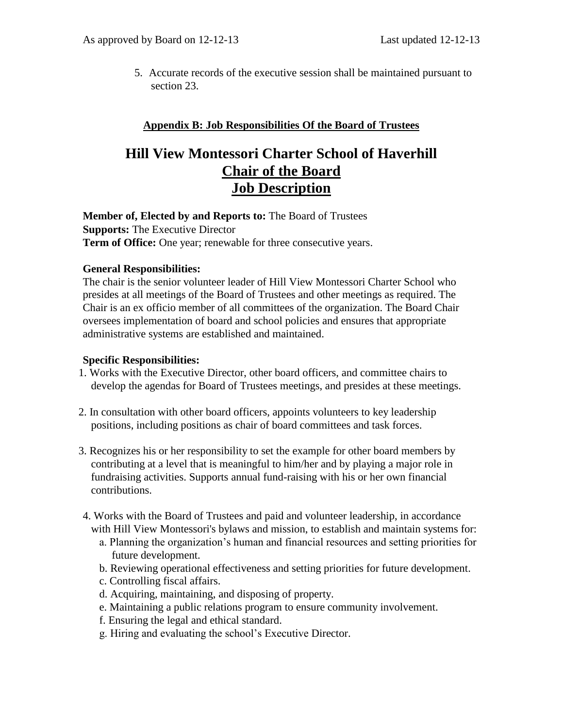5. Accurate records of the executive session shall be maintained pursuant to section 23.

**Appendix B: Job Responsibilities Of the Board of Trustees**

# Hill View Montessori Charter School of Haverhill
# Chair of the Board
# Job Description

**Member of, Elected by and Reports to:** The Board of Trustees
**Supports:** The Executive Director
**Term of Office:** One year; renewable for three consecutive years.

**General Responsibilities:**
The chair is the senior volunteer leader of Hill View Montessori Charter School who presides at all meetings of the Board of Trustees and other meetings as required. The Chair is an ex officio member of all committees of the organization. The Board Chair oversees implementation of board and school policies and ensures that appropriate administrative systems are established and maintained.

**Specific Responsibilities:**

1. Works with the Executive Director, other board officers, and committee chairs to develop the agendas for Board of Trustees meetings, and presides at these meetings.

2. In consultation with other board officers, appoints volunteers to key leadership positions, including positions as chair of board committees and task forces.

3. Recognizes his or her responsibility to set the example for other board members by contributing at a level that is meaningful to him/her and by playing a major role in fundraising activities. Supports annual fund-raising with his or her own financial contributions.

4. Works with the Board of Trustees and paid and volunteer leadership, in accordance with Hill View Montessori's bylaws and mission, to establish and maintain systems for:
   a. Planning the organization's human and financial resources and setting priorities for future development.
   b. Reviewing operational effectiveness and setting priorities for future development.
   c. Controlling fiscal affairs.
   d. Acquiring, maintaining, and disposing of property.
   e. Maintaining a public relations program to ensure community involvement.
   f. Ensuring the legal and ethical standard.
   g. Hiring and evaluating the school's Executive Director.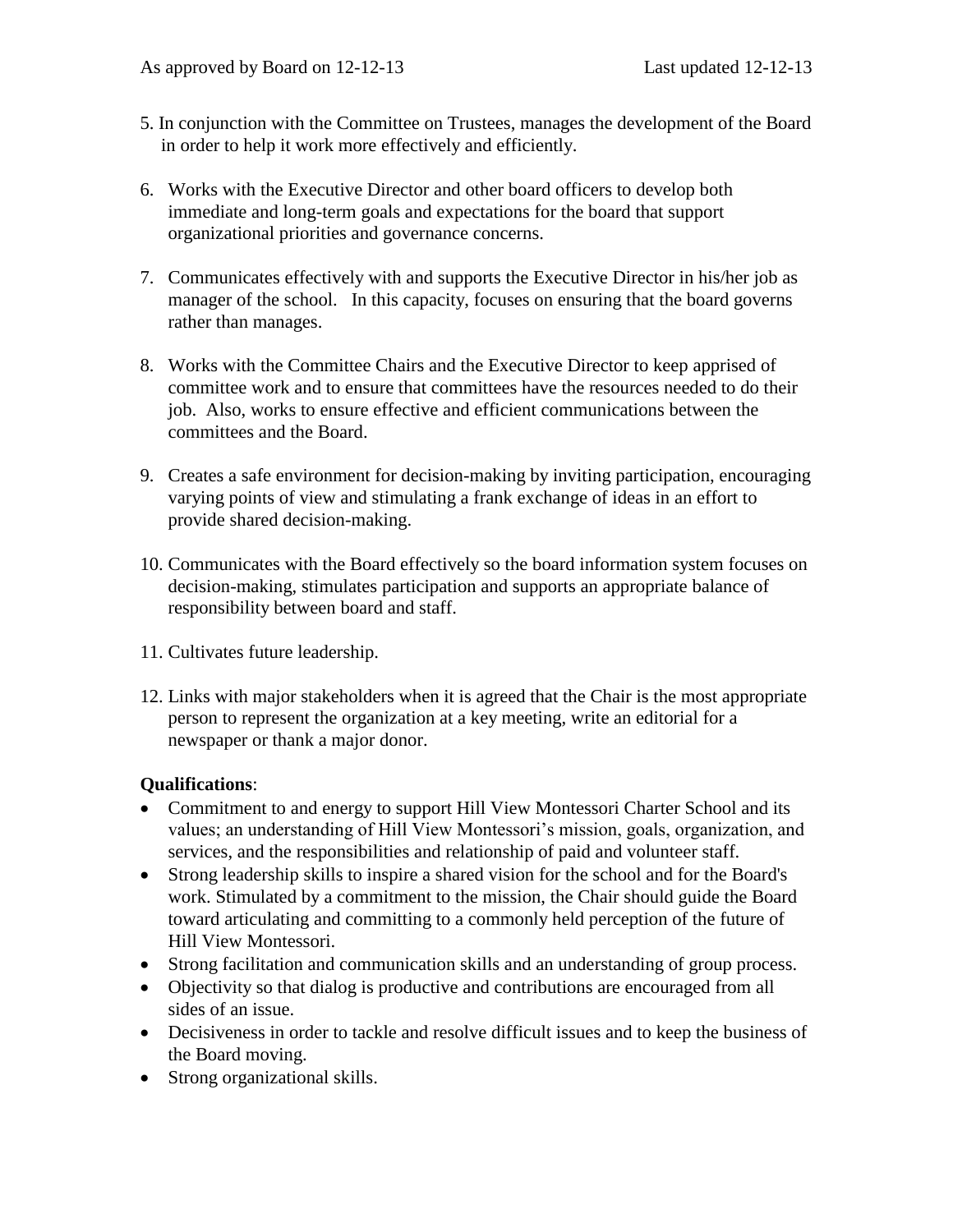5. In conjunction with the Committee on Trustees, manages the development of the Board in order to help it work more effectively and efficiently.

6. Works with the Executive Director and other board officers to develop both immediate and long-term goals and expectations for the board that support organizational priorities and governance concerns.

7. Communicates effectively with and supports the Executive Director in his/her job as manager of the school. In this capacity, focuses on ensuring that the board governs rather than manages.

8. Works with the Committee Chairs and the Executive Director to keep apprised of committee work and to ensure that committees have the resources needed to do their job. Also, works to ensure effective and efficient communications between the committees and the Board.

9. Creates a safe environment for decision-making by inviting participation, encouraging varying points of view and stimulating a frank exchange of ideas in an effort to provide shared decision-making.

10. Communicates with the Board effectively so the board information system focuses on decision-making, stimulates participation and supports an appropriate balance of responsibility between board and staff.

11. Cultivates future leadership.

12. Links with major stakeholders when it is agreed that the Chair is the most appropriate person to represent the organization at a key meeting, write an editorial for a newspaper or thank a major donor.

**Qualifications**:

- Commitment to and energy to support Hill View Montessori Charter School and its values; an understanding of Hill View Montessori's mission, goals, organization, and services, and the responsibilities and relationship of paid and volunteer staff.
- Strong leadership skills to inspire a shared vision for the school and for the Board's work. Stimulated by a commitment to the mission, the Chair should guide the Board toward articulating and committing to a commonly held perception of the future of Hill View Montessori.
- Strong facilitation and communication skills and an understanding of group process.
- Objectivity so that dialog is productive and contributions are encouraged from all sides of an issue.
- Decisiveness in order to tackle and resolve difficult issues and to keep the business of the Board moving.
- Strong organizational skills.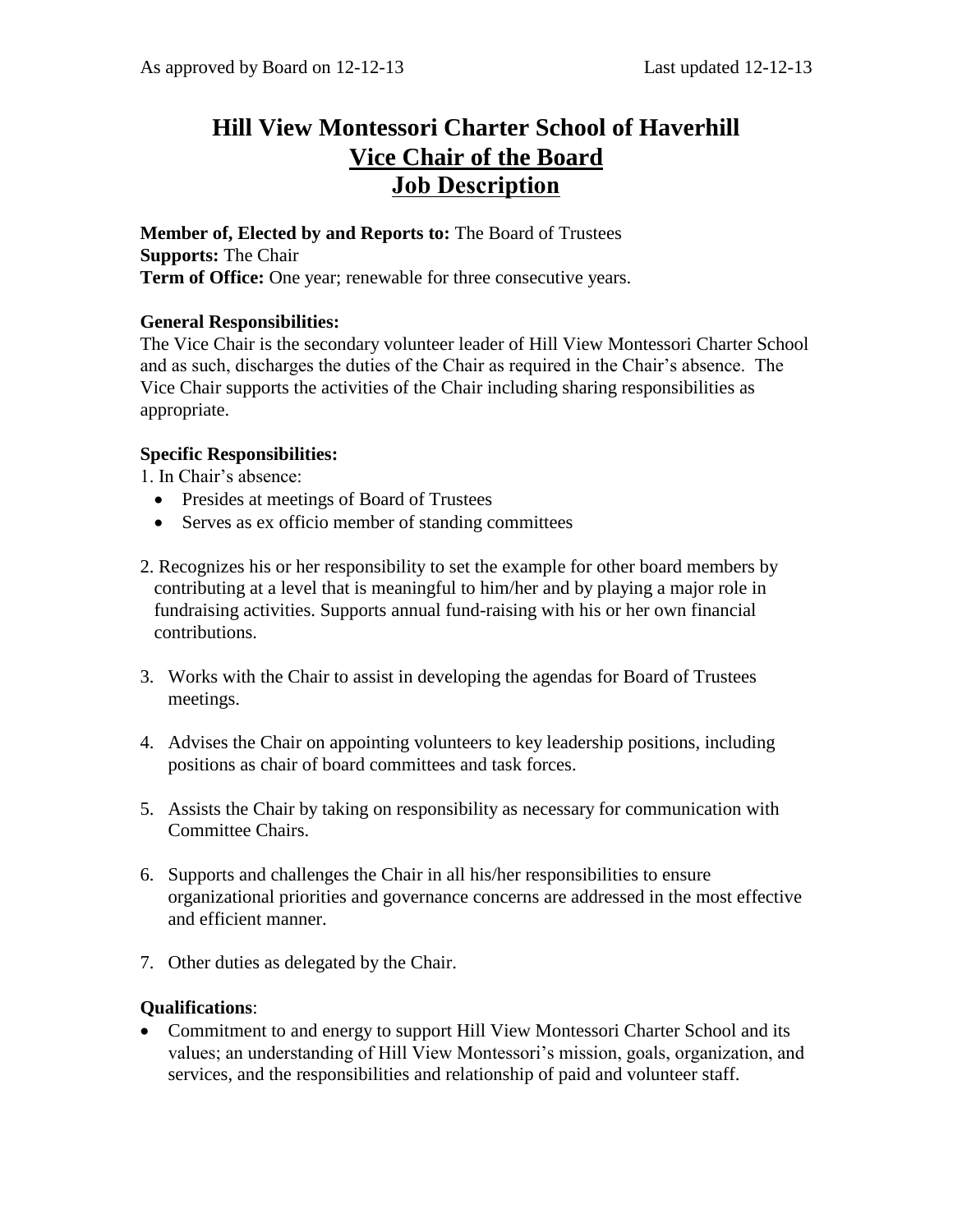# Hill View Montessori Charter School of Haverhill
## Vice Chair of the Board
## Job Description

**Member of, Elected by and Reports to:** The Board of Trustees
**Supports:** The Chair
**Term of Office:** One year; renewable for three consecutive years.

**General Responsibilities:**
The Vice Chair is the secondary volunteer leader of Hill View Montessori Charter School and as such, discharges the duties of the Chair as required in the Chair's absence. The Vice Chair supports the activities of the Chair including sharing responsibilities as appropriate.

**Specific Responsibilities:**

1. In Chair's absence:
   - Presides at meetings of Board of Trustees
   - Serves as ex officio member of standing committees
2. Recognizes his or her responsibility to set the example for other board members by contributing at a level that is meaningful to him/her and by playing a major role in fundraising activities. Supports annual fund-raising with his or her own financial contributions.
3. Works with the Chair to assist in developing the agendas for Board of Trustees meetings.
4. Advises the Chair on appointing volunteers to key leadership positions, including positions as chair of board committees and task forces.
5. Assists the Chair by taking on responsibility as necessary for communication with Committee Chairs.
6. Supports and challenges the Chair in all his/her responsibilities to ensure organizational priorities and governance concerns are addressed in the most effective and efficient manner.
7. Other duties as delegated by the Chair.

**Qualifications**:

- Commitment to and energy to support Hill View Montessori Charter School and its values; an understanding of Hill View Montessori's mission, goals, organization, and services, and the responsibilities and relationship of paid and volunteer staff.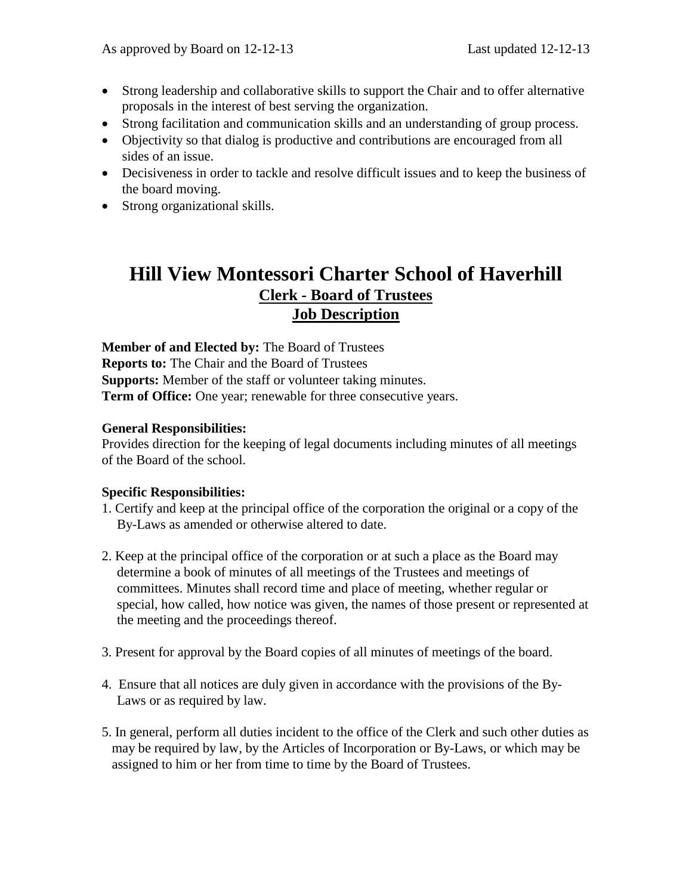- Strong leadership and collaborative skills to support the Chair and to offer alternative proposals in the interest of best serving the organization.
- Strong facilitation and communication skills and an understanding of group process.
- Objectivity so that dialog is productive and contributions are encouraged from all sides of an issue.
- Decisiveness in order to tackle and resolve difficult issues and to keep the business of the board moving.
- Strong organizational skills.

# Hill View Montessori Charter School of Haverhill

## Clerk - Board of Trustees
## Job Description

**Member of and Elected by:** The Board of Trustees
**Reports to:** The Chair and the Board of Trustees
**Supports:** Member of the staff or volunteer taking minutes.
**Term of Office:** One year; renewable for three consecutive years.

**General Responsibilities:**
Provides direction for the keeping of legal documents including minutes of all meetings of the Board of the school.

**Specific Responsibilities:**

1. Certify and keep at the principal office of the corporation the original or a copy of the By-Laws as amended or otherwise altered to date.

2. Keep at the principal office of the corporation or at such a place as the Board may determine a book of minutes of all meetings of the Trustees and meetings of committees. Minutes shall record time and place of meeting, whether regular or special, how called, how notice was given, the names of those present or represented at the meeting and the proceedings thereof.

3. Present for approval by the Board copies of all minutes of meetings of the board.

4. Ensure that all notices are duly given in accordance with the provisions of the By-Laws or as required by law.

5. In general, perform all duties incident to the office of the Clerk and such other duties as may be required by law, by the Articles of Incorporation or By-Laws, or which may be assigned to him or her from time to time by the Board of Trustees.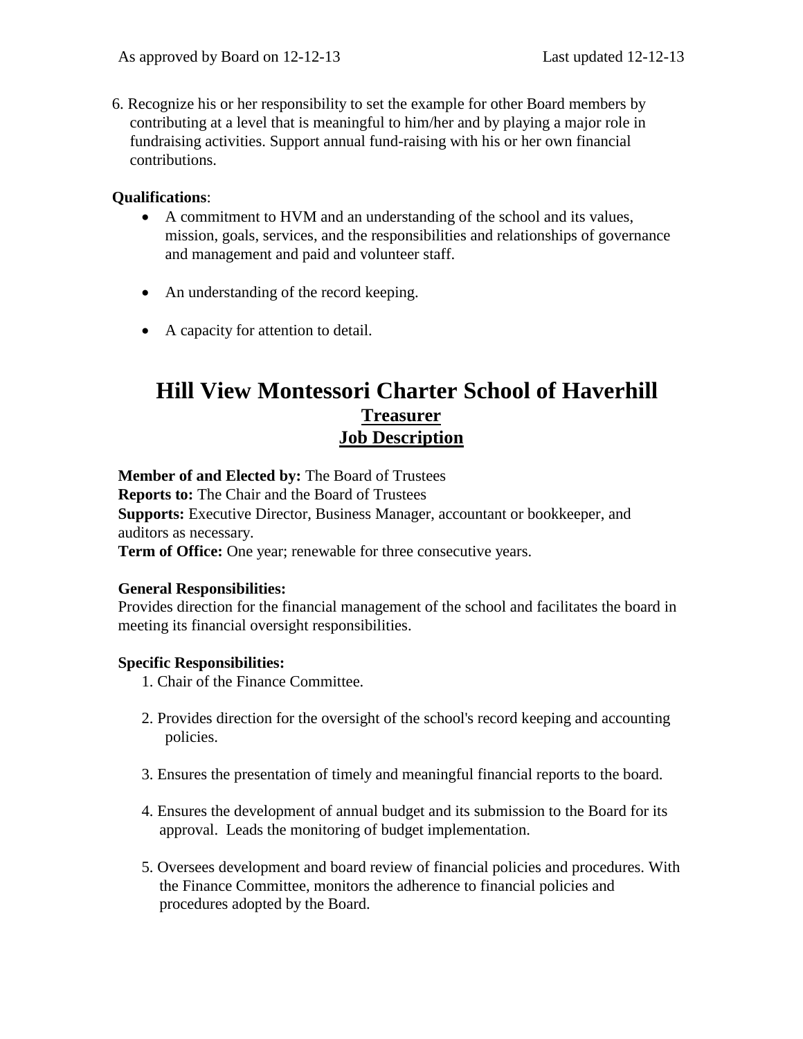6. Recognize his or her responsibility to set the example for other Board members by contributing at a level that is meaningful to him/her and by playing a major role in fundraising activities. Support annual fund-raising with his or her own financial contributions.

**Qualifications**:

- A commitment to HVM and an understanding of the school and its values, mission, goals, services, and the responsibilities and relationships of governance and management and paid and volunteer staff.
- An understanding of the record keeping.
- A capacity for attention to detail.

# Hill View Montessori Charter School of Haverhill

## Treasurer

## Job Description

**Member of and Elected by:** The Board of Trustees
**Reports to:** The Chair and the Board of Trustees
**Supports:** Executive Director, Business Manager, accountant or bookkeeper, and auditors as necessary.
**Term of Office:** One year; renewable for three consecutive years.

**General Responsibilities:**
Provides direction for the financial management of the school and facilitates the board in meeting its financial oversight responsibilities.

**Specific Responsibilities:**

1. Chair of the Finance Committee.
2. Provides direction for the oversight of the school's record keeping and accounting policies.
3. Ensures the presentation of timely and meaningful financial reports to the board.
4. Ensures the development of annual budget and its submission to the Board for its approval. Leads the monitoring of budget implementation.
5. Oversees development and board review of financial policies and procedures. With the Finance Committee, monitors the adherence to financial policies and procedures adopted by the Board.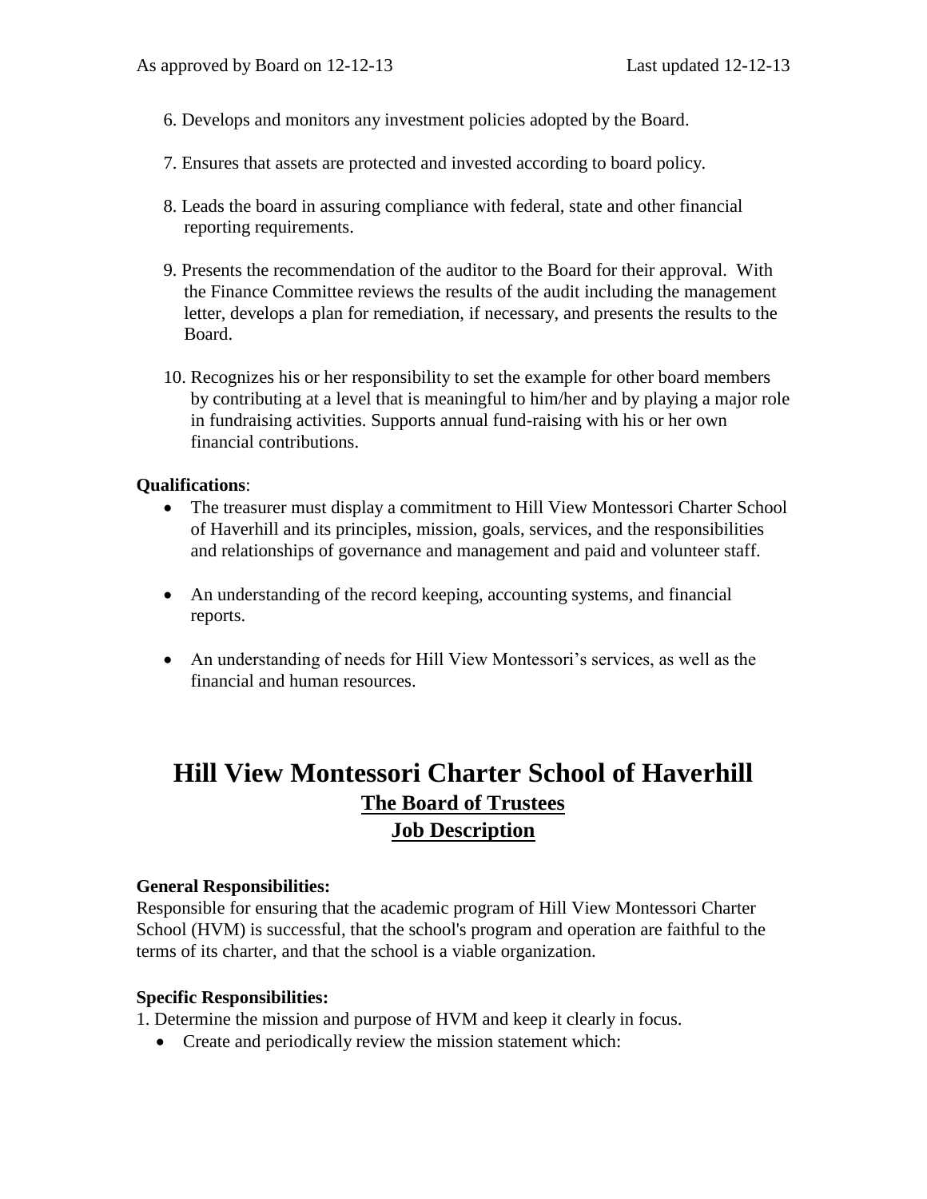6. Develops and monitors any investment policies adopted by the Board.

7. Ensures that assets are protected and invested according to board policy.

8. Leads the board in assuring compliance with federal, state and other financial reporting requirements.

9. Presents the recommendation of the auditor to the Board for their approval. With the Finance Committee reviews the results of the audit including the management letter, develops a plan for remediation, if necessary, and presents the results to the Board.

10. Recognizes his or her responsibility to set the example for other board members by contributing at a level that is meaningful to him/her and by playing a major role in fundraising activities. Supports annual fund-raising with his or her own financial contributions.

**Qualifications**:

- The treasurer must display a commitment to Hill View Montessori Charter School of Haverhill and its principles, mission, goals, services, and the responsibilities and relationships of governance and management and paid and volunteer staff.

- An understanding of the record keeping, accounting systems, and financial reports.

- An understanding of needs for Hill View Montessori's services, as well as the financial and human resources.

# Hill View Montessori Charter School of Haverhill

## The Board of Trustees

## Job Description

**General Responsibilities:**

Responsible for ensuring that the academic program of Hill View Montessori Charter School (HVM) is successful, that the school's program and operation are faithful to the terms of its charter, and that the school is a viable organization.

**Specific Responsibilities:**

1. Determine the mission and purpose of HVM and keep it clearly in focus.
   - Create and periodically review the mission statement which: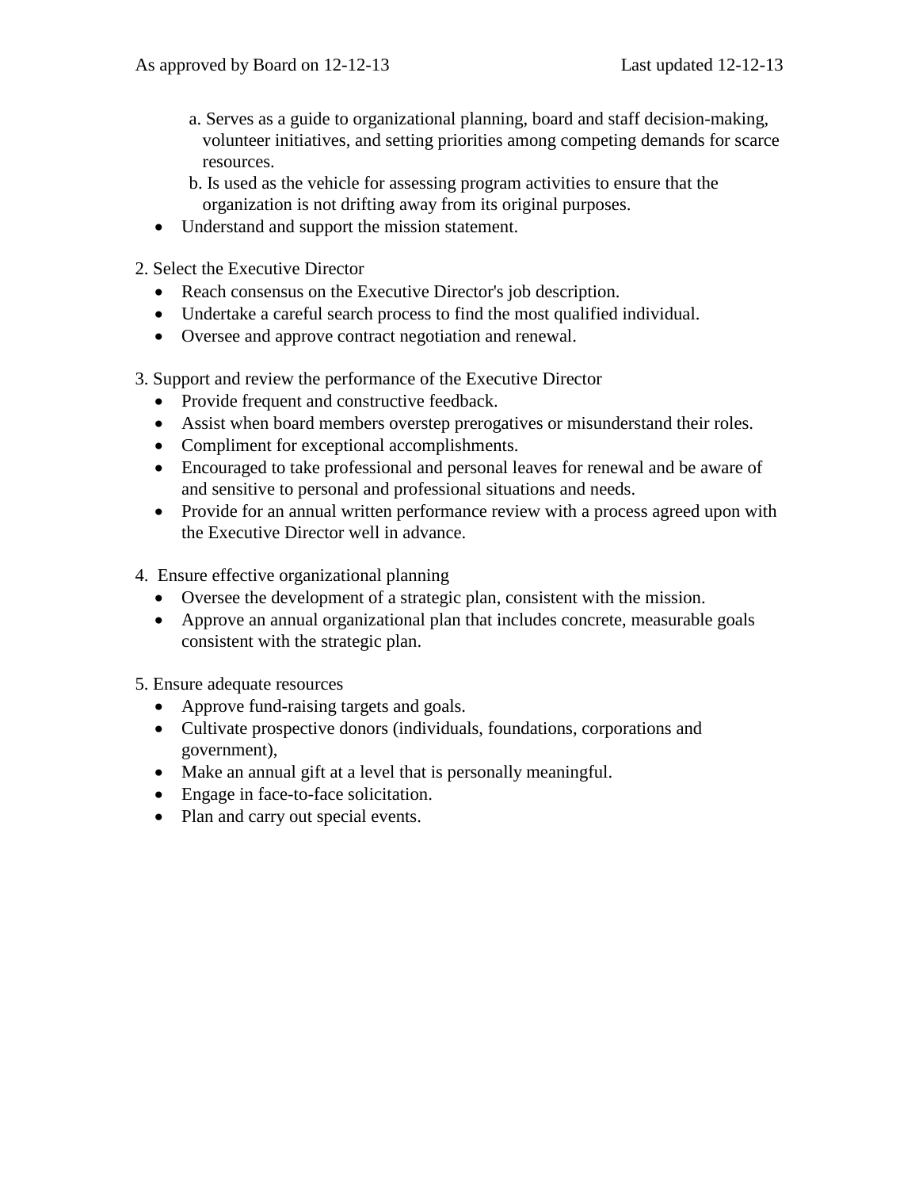a. Serves as a guide to organizational planning, board and staff decision-making, volunteer initiatives, and setting priorities among competing demands for scarce resources.

b. Is used as the vehicle for assessing program activities to ensure that the organization is not drifting away from its original purposes.

- Understand and support the mission statement.

2. Select the Executive Director
   - Reach consensus on the Executive Director's job description.
   - Undertake a careful search process to find the most qualified individual.
   - Oversee and approve contract negotiation and renewal.

3. Support and review the performance of the Executive Director
   - Provide frequent and constructive feedback.
   - Assist when board members overstep prerogatives or misunderstand their roles.
   - Compliment for exceptional accomplishments.
   - Encouraged to take professional and personal leaves for renewal and be aware of and sensitive to personal and professional situations and needs.
   - Provide for an annual written performance review with a process agreed upon with the Executive Director well in advance.

4. Ensure effective organizational planning
   - Oversee the development of a strategic plan, consistent with the mission.
   - Approve an annual organizational plan that includes concrete, measurable goals consistent with the strategic plan.

5. Ensure adequate resources
   - Approve fund-raising targets and goals.
   - Cultivate prospective donors (individuals, foundations, corporations and government),
   - Make an annual gift at a level that is personally meaningful.
   - Engage in face-to-face solicitation.
   - Plan and carry out special events.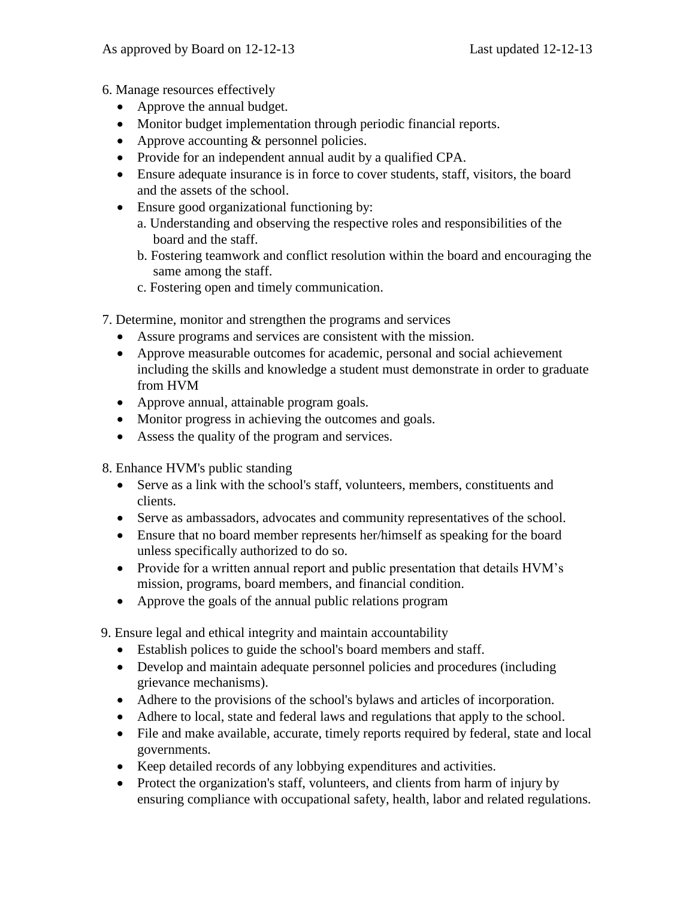6. Manage resources effectively
   - Approve the annual budget.
   - Monitor budget implementation through periodic financial reports.
   - Approve accounting & personnel policies.
   - Provide for an independent annual audit by a qualified CPA.
   - Ensure adequate insurance is in force to cover students, staff, visitors, the board and the assets of the school.
   - Ensure good organizational functioning by:
     a. Understanding and observing the respective roles and responsibilities of the board and the staff.
     b. Fostering teamwork and conflict resolution within the board and encouraging the same among the staff.
     c. Fostering open and timely communication.

7. Determine, monitor and strengthen the programs and services
   - Assure programs and services are consistent with the mission.
   - Approve measurable outcomes for academic, personal and social achievement including the skills and knowledge a student must demonstrate in order to graduate from HVM
   - Approve annual, attainable program goals.
   - Monitor progress in achieving the outcomes and goals.
   - Assess the quality of the program and services.

8. Enhance HVM's public standing
   - Serve as a link with the school's staff, volunteers, members, constituents and clients.
   - Serve as ambassadors, advocates and community representatives of the school.
   - Ensure that no board member represents her/himself as speaking for the board unless specifically authorized to do so.
   - Provide for a written annual report and public presentation that details HVM's mission, programs, board members, and financial condition.
   - Approve the goals of the annual public relations program

9. Ensure legal and ethical integrity and maintain accountability
   - Establish polices to guide the school's board members and staff.
   - Develop and maintain adequate personnel policies and procedures (including grievance mechanisms).
   - Adhere to the provisions of the school's bylaws and articles of incorporation.
   - Adhere to local, state and federal laws and regulations that apply to the school.
   - File and make available, accurate, timely reports required by federal, state and local governments.
   - Keep detailed records of any lobbying expenditures and activities.
   - Protect the organization's staff, volunteers, and clients from harm of injury by ensuring compliance with occupational safety, health, labor and related regulations.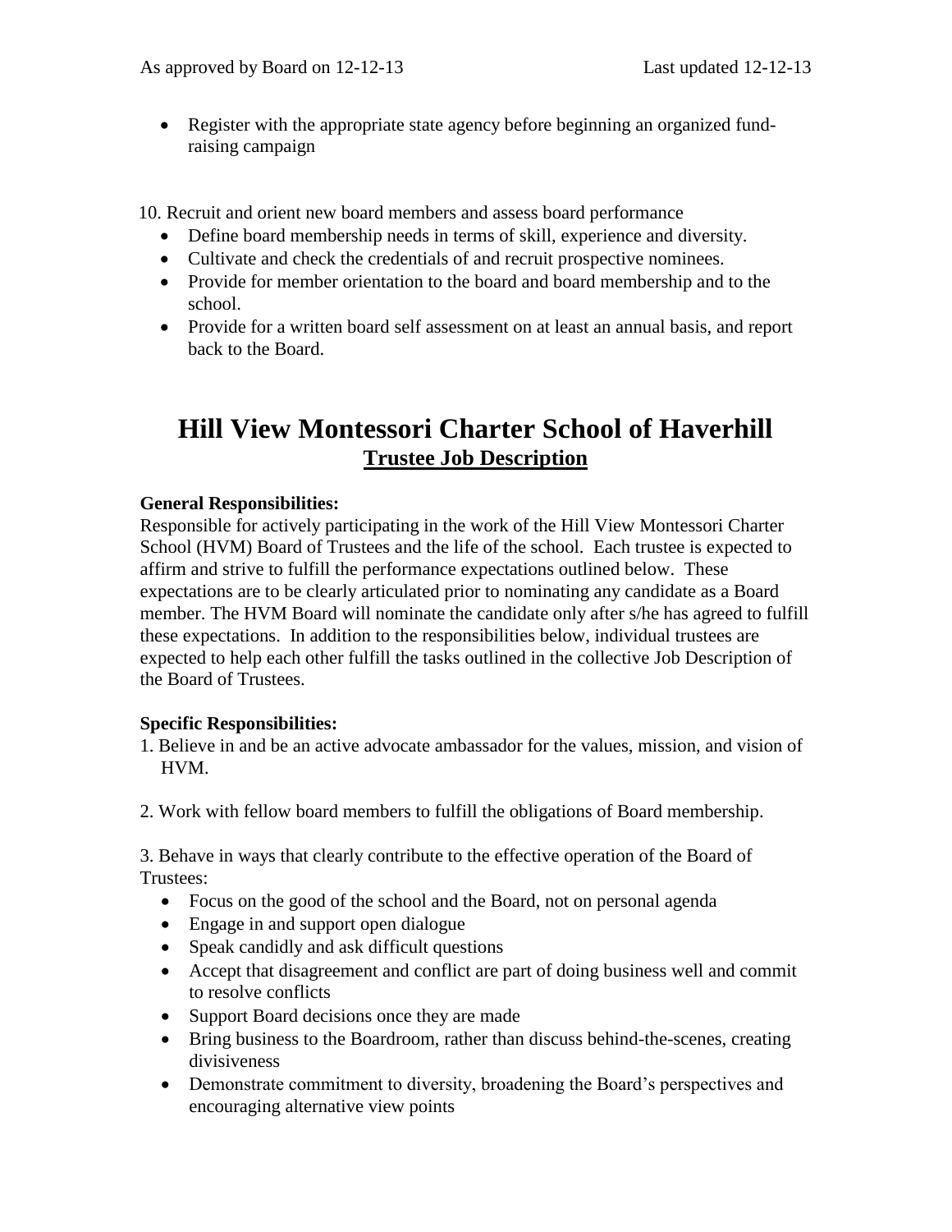- Register with the appropriate state agency before beginning an organized fund-raising campaign

10. Recruit and orient new board members and assess board performance
    - Define board membership needs in terms of skill, experience and diversity.
    - Cultivate and check the credentials of and recruit prospective nominees.
    - Provide for member orientation to the board and board membership and to the school.
    - Provide for a written board self assessment on at least an annual basis, and report back to the Board.

# Hill View Montessori Charter School of Haverhill

## Trustee Job Description

**General Responsibilities:**

Responsible for actively participating in the work of the Hill View Montessori Charter School (HVM) Board of Trustees and the life of the school. Each trustee is expected to affirm and strive to fulfill the performance expectations outlined below. These expectations are to be clearly articulated prior to nominating any candidate as a Board member. The HVM Board will nominate the candidate only after s/he has agreed to fulfill these expectations. In addition to the responsibilities below, individual trustees are expected to help each other fulfill the tasks outlined in the collective Job Description of the Board of Trustees.

**Specific Responsibilities:**

1. Believe in and be an active advocate ambassador for the values, mission, and vision of HVM.

2. Work with fellow board members to fulfill the obligations of Board membership.

3. Behave in ways that clearly contribute to the effective operation of the Board of Trustees:
    - Focus on the good of the school and the Board, not on personal agenda
    - Engage in and support open dialogue
    - Speak candidly and ask difficult questions
    - Accept that disagreement and conflict are part of doing business well and commit to resolve conflicts
    - Support Board decisions once they are made
    - Bring business to the Boardroom, rather than discuss behind-the-scenes, creating divisiveness
    - Demonstrate commitment to diversity, broadening the Board's perspectives and encouraging alternative view points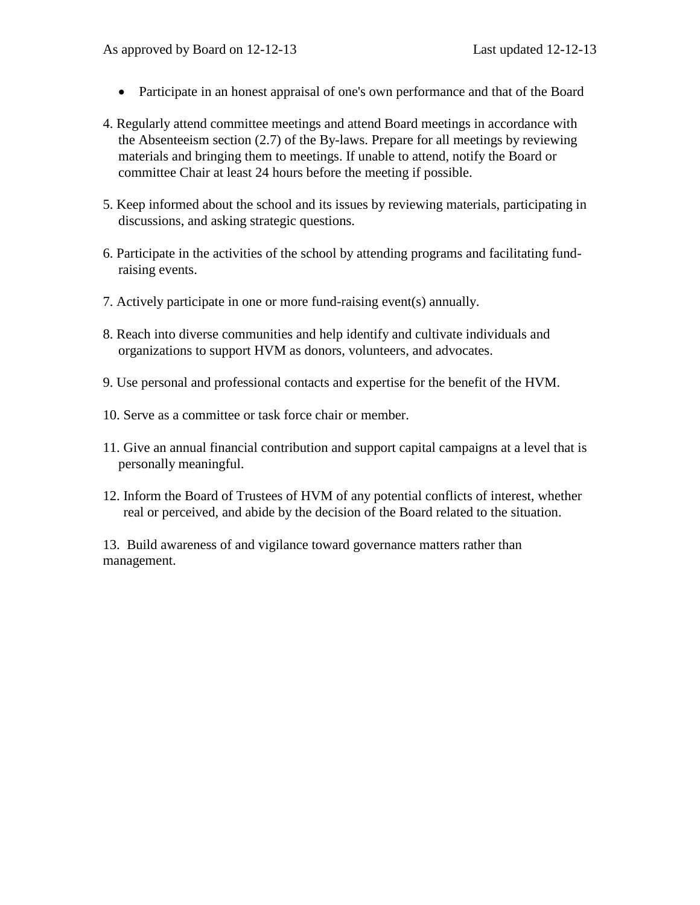- Participate in an honest appraisal of one's own performance and that of the Board

4. Regularly attend committee meetings and attend Board meetings in accordance with the Absenteeism section (2.7) of the By-laws. Prepare for all meetings by reviewing materials and bringing them to meetings. If unable to attend, notify the Board or committee Chair at least 24 hours before the meeting if possible.

5. Keep informed about the school and its issues by reviewing materials, participating in discussions, and asking strategic questions.

6. Participate in the activities of the school by attending programs and facilitating fund-raising events.

7. Actively participate in one or more fund-raising event(s) annually.

8. Reach into diverse communities and help identify and cultivate individuals and organizations to support HVM as donors, volunteers, and advocates.

9. Use personal and professional contacts and expertise for the benefit of the HVM.

10. Serve as a committee or task force chair or member.

11. Give an annual financial contribution and support capital campaigns at a level that is personally meaningful.

12. Inform the Board of Trustees of HVM of any potential conflicts of interest, whether real or perceived, and abide by the decision of the Board related to the situation.

13. Build awareness of and vigilance toward governance matters rather than management.